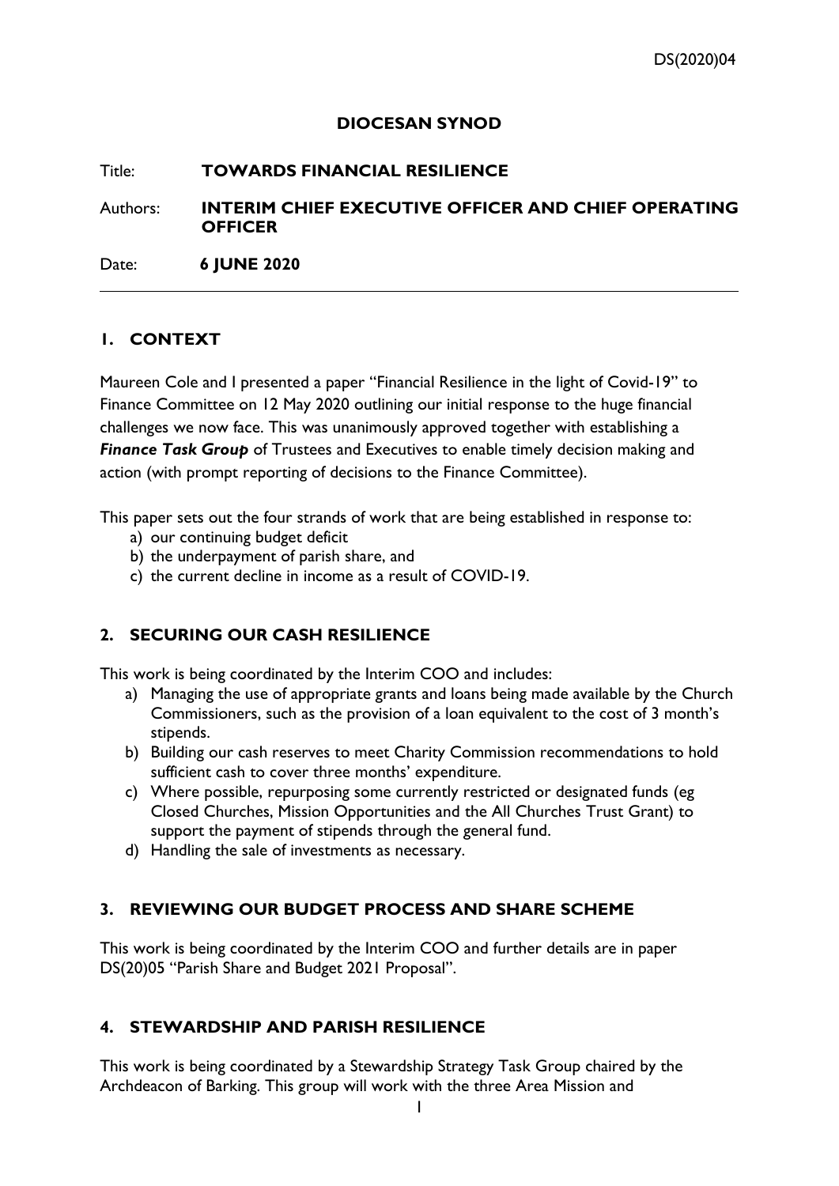DS(2020)04

**DIOCESAN SYNOD**

Title: **TOWARDS FINANCIAL RESILIENCE**

Authors: **INTERIM CHIEF EXECUTIVE OFFICER AND CHIEF OPERATING OFFICER**

Date: **6 JUNE 2020**

---

## 1. CONTEXT

Maureen Cole and I presented a paper "Financial Resilience in the light of Covid-19" to Finance Committee on 12 May 2020 outlining our initial response to the huge financial challenges we now face. This was unanimously approved together with establishing a ***Finance Task Group*** of Trustees and Executives to enable timely decision making and action (with prompt reporting of decisions to the Finance Committee).

This paper sets out the four strands of work that are being established in response to:

a) our continuing budget deficit
b) the underpayment of parish share, and
c) the current decline in income as a result of COVID-19.

## 2. SECURING OUR CASH RESILIENCE

This work is being coordinated by the Interim COO and includes:

a) Managing the use of appropriate grants and loans being made available by the Church Commissioners, such as the provision of a loan equivalent to the cost of 3 month's stipends.
b) Building our cash reserves to meet Charity Commission recommendations to hold sufficient cash to cover three months' expenditure.
c) Where possible, repurposing some currently restricted or designated funds (eg Closed Churches, Mission Opportunities and the All Churches Trust Grant) to support the payment of stipends through the general fund.
d) Handling the sale of investments as necessary.

## 3. REVIEWING OUR BUDGET PROCESS AND SHARE SCHEME

This work is being coordinated by the Interim COO and further details are in paper DS(20)05 "Parish Share and Budget 2021 Proposal".

## 4. STEWARDSHIP AND PARISH RESILIENCE

This work is being coordinated by a Stewardship Strategy Task Group chaired by the Archdeacon of Barking. This group will work with the three Area Mission and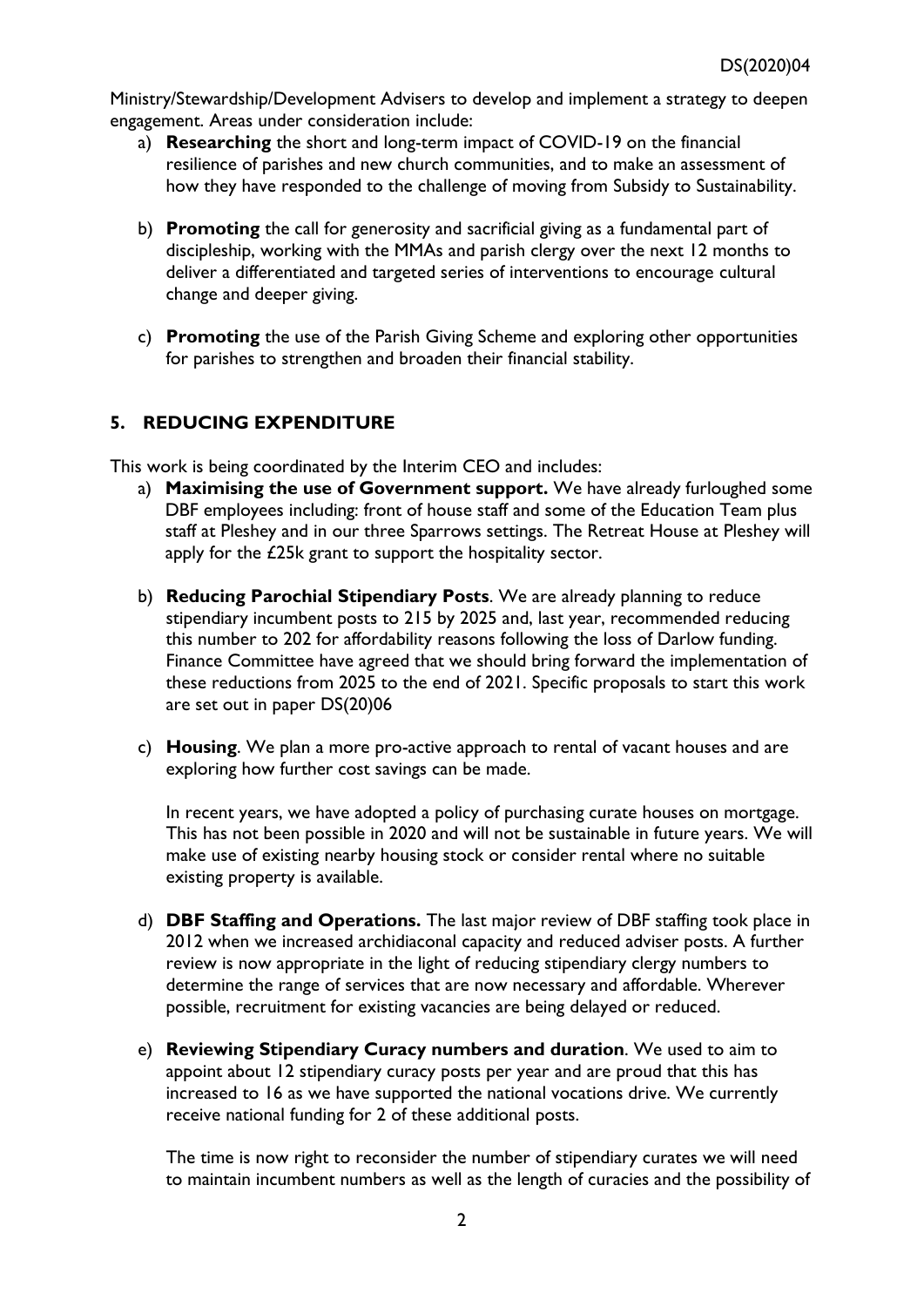Ministry/Stewardship/Development Advisers to develop and implement a strategy to deepen engagement. Areas under consideration include:

a) **Researching** the short and long-term impact of COVID-19 on the financial resilience of parishes and new church communities, and to make an assessment of how they have responded to the challenge of moving from Subsidy to Sustainability.

b) **Promoting** the call for generosity and sacrificial giving as a fundamental part of discipleship, working with the MMAs and parish clergy over the next 12 months to deliver a differentiated and targeted series of interventions to encourage cultural change and deeper giving.

c) **Promoting** the use of the Parish Giving Scheme and exploring other opportunities for parishes to strengthen and broaden their financial stability.

## 5. REDUCING EXPENDITURE

This work is being coordinated by the Interim CEO and includes:

a) **Maximising the use of Government support.** We have already furloughed some DBF employees including: front of house staff and some of the Education Team plus staff at Pleshey and in our three Sparrows settings. The Retreat House at Pleshey will apply for the £25k grant to support the hospitality sector.

b) **Reducing Parochial Stipendiary Posts**. We are already planning to reduce stipendiary incumbent posts to 215 by 2025 and, last year, recommended reducing this number to 202 for affordability reasons following the loss of Darlow funding. Finance Committee have agreed that we should bring forward the implementation of these reductions from 2025 to the end of 2021. Specific proposals to start this work are set out in paper DS(20)06

c) **Housing**. We plan a more pro-active approach to rental of vacant houses and are exploring how further cost savings can be made.

   In recent years, we have adopted a policy of purchasing curate houses on mortgage. This has not been possible in 2020 and will not be sustainable in future years. We will make use of existing nearby housing stock or consider rental where no suitable existing property is available.

d) **DBF Staffing and Operations.** The last major review of DBF staffing took place in 2012 when we increased archidiaconal capacity and reduced adviser posts. A further review is now appropriate in the light of reducing stipendiary clergy numbers to determine the range of services that are now necessary and affordable. Wherever possible, recruitment for existing vacancies are being delayed or reduced.

e) **Reviewing Stipendiary Curacy numbers and duration**. We used to aim to appoint about 12 stipendiary curacy posts per year and are proud that this has increased to 16 as we have supported the national vocations drive. We currently receive national funding for 2 of these additional posts.

   The time is now right to reconsider the number of stipendiary curates we will need to maintain incumbent numbers as well as the length of curacies and the possibility of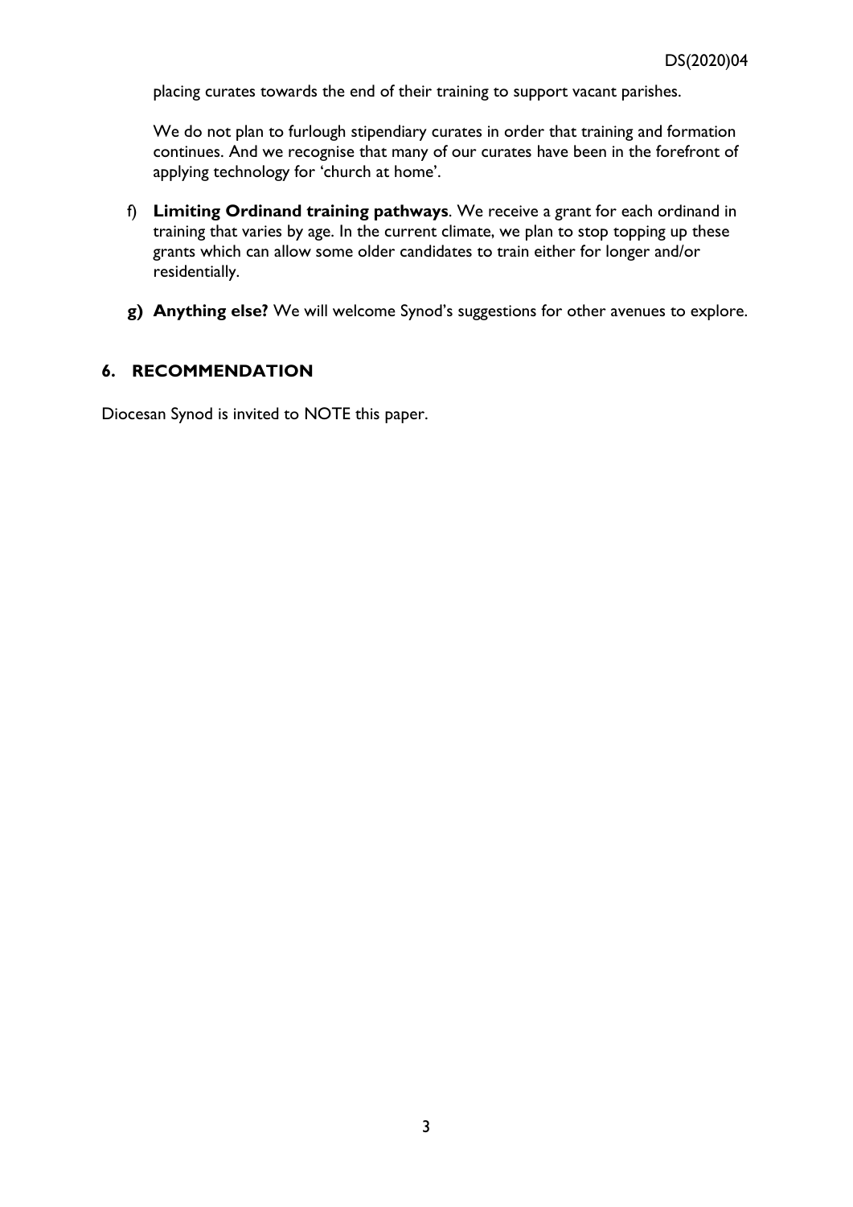placing curates towards the end of their training to support vacant parishes.

We do not plan to furlough stipendiary curates in order that training and formation continues. And we recognise that many of our curates have been in the forefront of applying technology for 'church at home'.

f) **Limiting Ordinand training pathways**. We receive a grant for each ordinand in training that varies by age. In the current climate, we plan to stop topping up these grants which can allow some older candidates to train either for longer and/or residentially.

**g) Anything else?** We will welcome Synod's suggestions for other avenues to explore.

## 6. RECOMMENDATION

Diocesan Synod is invited to NOTE this paper.